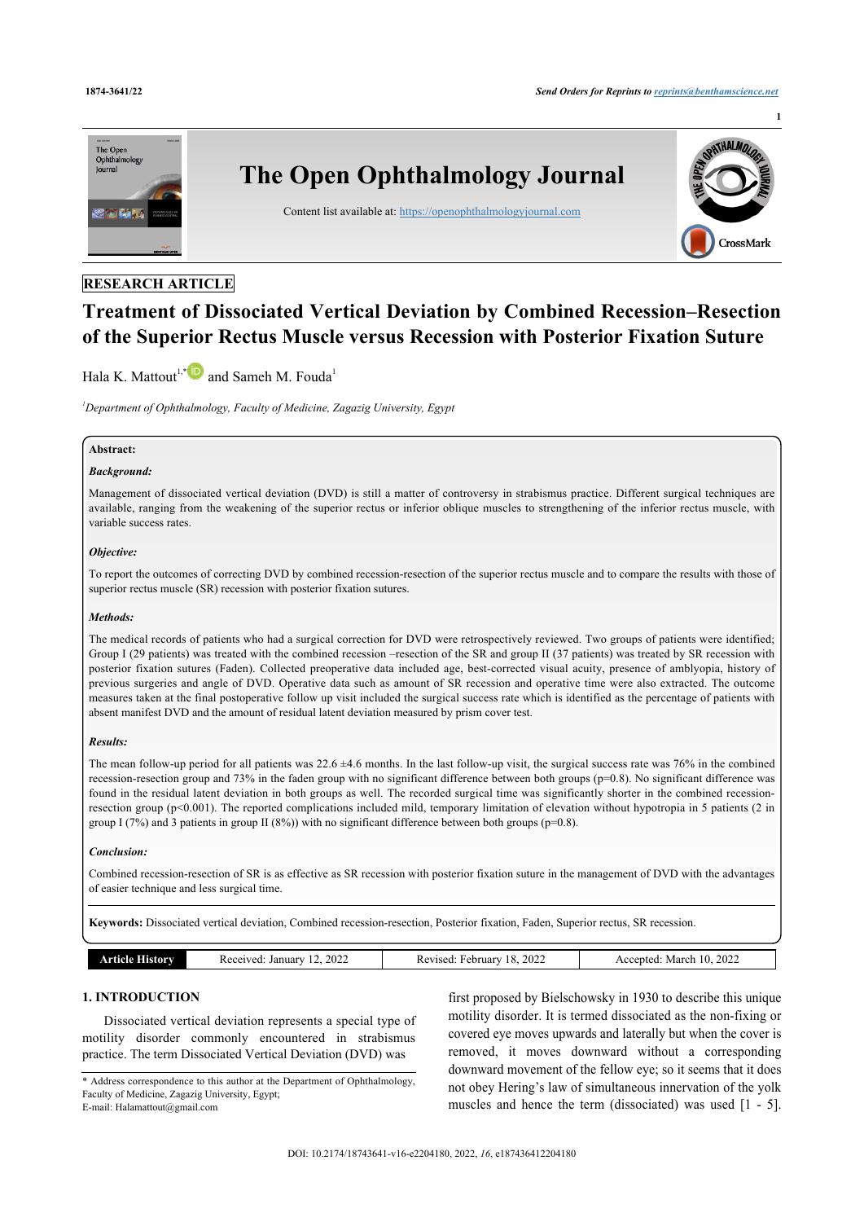RESEARCH ARTICLE

# Treatment of Dissociated Vertical Deviation by Combined Recession–Resection of the Superior Rectus Muscle versus Recession with Posterior Fixation Suture

Hala K. Mattout[1,*] and Sameh M. Fouda[1]

[1]*Department of Ophthalmology, Faculty of Medicine, Zagazig University, Egypt*

## Abstract:

### *Background:*

Management of dissociated vertical deviation (DVD) is still a matter of controversy in strabismus practice. Different surgical techniques are available, ranging from the weakening of the superior rectus or inferior oblique muscles to strengthening of the inferior rectus muscle, with variable success rates.

### *Objective:*

To report the outcomes of correcting DVD by combined recession-resection of the superior rectus muscle and to compare the results with those of superior rectus muscle (SR) recession with posterior fixation sutures.

### *Methods:*

The medical records of patients who had a surgical correction for DVD were retrospectively reviewed. Two groups of patients were identified; Group I (29 patients) was treated with the combined recession –resection of the SR and group II (37 patients) was treated by SR recession with posterior fixation sutures (Faden). Collected preoperative data included age, best-corrected visual acuity, presence of amblyopia, history of previous surgeries and angle of DVD. Operative data such as amount of SR recession and operative time were also extracted. The outcome measures taken at the final postoperative follow up visit included the surgical success rate which is identified as the percentage of patients with absent manifest DVD and the amount of residual latent deviation measured by prism cover test.

### *Results:*

The mean follow-up period for all patients was 22.6 ±4.6 months. In the last follow-up visit, the surgical success rate was 76% in the combined recession-resection group and 73% in the faden group with no significant difference between both groups ($p=0.8$). No significant difference was found in the residual latent deviation in both groups as well. The recorded surgical time was significantly shorter in the combined recession-resection group ($p<0.001$). The reported complications included mild, temporary limitation of elevation without hypotropia in 5 patients (2 in group I (7%) and 3 patients in group II (8%)) with no significant difference between both groups ($p=0.8$).

### *Conclusion:*

Combined recession-resection of SR is as effective as SR recession with posterior fixation suture in the management of DVD with the advantages of easier technique and less surgical time.

**Keywords:** Dissociated vertical deviation, Combined recession-resection, Posterior fixation, Faden, Superior rectus, SR recession.

| Article History | Received: January 12, 2022 | Revised: February 18, 2022 | Accepted: March 10, 2022 |
|---|---|---|---|

## 1. INTRODUCTION

Dissociated vertical deviation represents a special type of motility disorder commonly encountered in strabismus practice. The term Dissociated Vertical Deviation (DVD) was first proposed by Bielschowsky in 1930 to describe this unique motility disorder. It is termed dissociated as the non-fixing or covered eye moves upwards and laterally but when the cover is removed, it moves downward without a corresponding downward movement of the fellow eye; so it seems that it does not obey Hering's law of simultaneous innervation of the yolk muscles and hence the term (dissociated) was used [1 - 5].

* Address correspondence to this author at the Department of Ophthalmology, Faculty of Medicine, Zagazig University, Egypt;
E-mail: Halamattout@gmail.com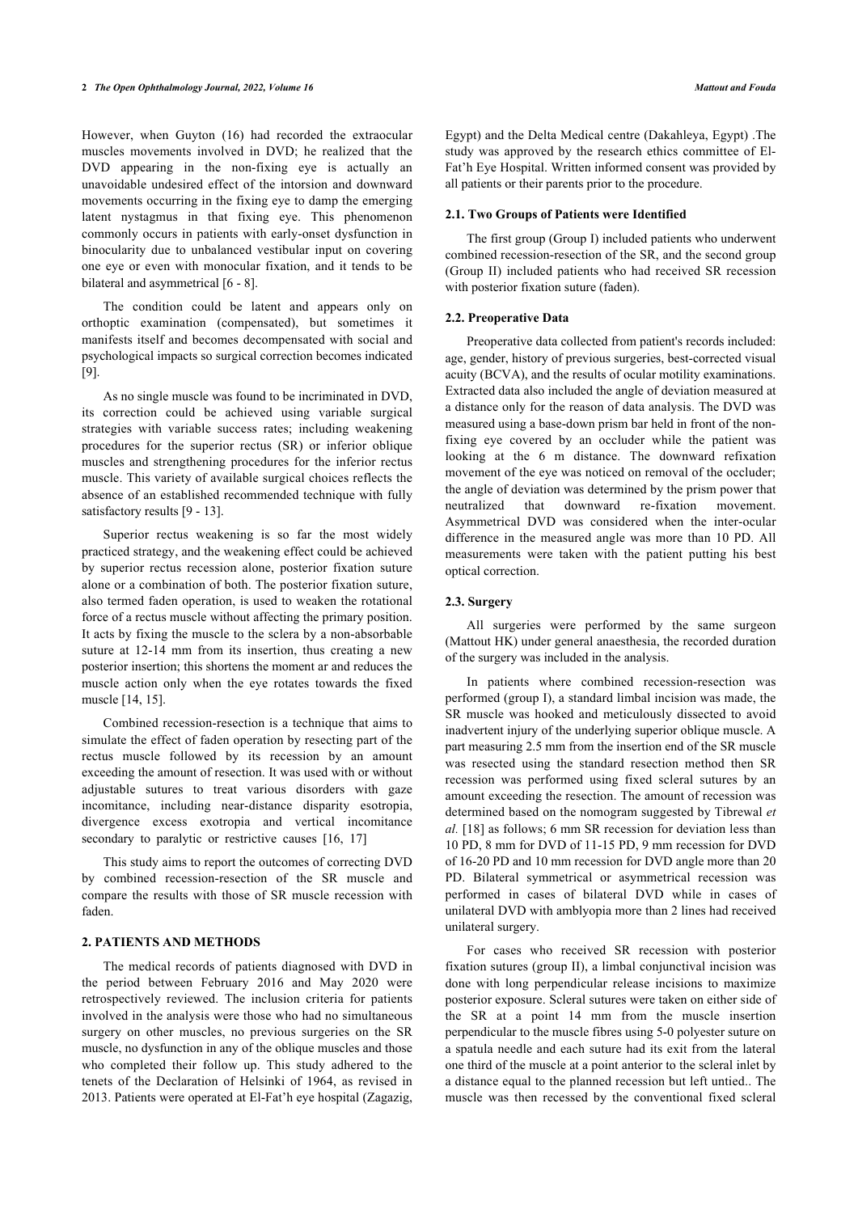However, when Guyton (16) had recorded the extraocular muscles movements involved in DVD; he realized that the DVD appearing in the non-fixing eye is actually an unavoidable undesired effect of the intorsion and downward movements occurring in the fixing eye to damp the emerging latent nystagmus in that fixing eye. This phenomenon commonly occurs in patients with early-onset dysfunction in binocularity due to unbalanced vestibular input on covering one eye or even with monocular fixation, and it tends to be bilateral and asymmetrical [6 - 8].

The condition could be latent and appears only on orthoptic examination (compensated), but sometimes it manifests itself and becomes decompensated with social and psychological impacts so surgical correction becomes indicated [9].

As no single muscle was found to be incriminated in DVD, its correction could be achieved using variable surgical strategies with variable success rates; including weakening procedures for the superior rectus (SR) or inferior oblique muscles and strengthening procedures for the inferior rectus muscle. This variety of available surgical choices reflects the absence of an established recommended technique with fully satisfactory results [9 - 13].

Superior rectus weakening is so far the most widely practiced strategy, and the weakening effect could be achieved by superior rectus recession alone, posterior fixation suture alone or a combination of both. The posterior fixation suture, also termed faden operation, is used to weaken the rotational force of a rectus muscle without affecting the primary position. It acts by fixing the muscle to the sclera by a non-absorbable suture at 12-14 mm from its insertion, thus creating a new posterior insertion; this shortens the moment ar and reduces the muscle action only when the eye rotates towards the fixed muscle [14, 15].

Combined recession-resection is a technique that aims to simulate the effect of faden operation by resecting part of the rectus muscle followed by its recession by an amount exceeding the amount of resection. It was used with or without adjustable sutures to treat various disorders with gaze incomitance, including near-distance disparity esotropia, divergence excess exotropia and vertical incomitance secondary to paralytic or restrictive causes [16, 17]

This study aims to report the outcomes of correcting DVD by combined recession-resection of the SR muscle and compare the results with those of SR muscle recession with faden.

## 2. PATIENTS AND METHODS

The medical records of patients diagnosed with DVD in the period between February 2016 and May 2020 were retrospectively reviewed. The inclusion criteria for patients involved in the analysis were those who had no simultaneous surgery on other muscles, no previous surgeries on the SR muscle, no dysfunction in any of the oblique muscles and those who completed their follow up. This study adhered to the tenets of the Declaration of Helsinki of 1964, as revised in 2013. Patients were operated at El-Fat'h eye hospital (Zagazig, Egypt) and the Delta Medical centre (Dakahleya, Egypt) .The study was approved by the research ethics committee of El-Fat'h Eye Hospital. Written informed consent was provided by all patients or their parents prior to the procedure.

### 2.1. Two Groups of Patients were Identified

The first group (Group I) included patients who underwent combined recession-resection of the SR, and the second group (Group II) included patients who had received SR recession with posterior fixation suture (faden).

### 2.2. Preoperative Data

Preoperative data collected from patient's records included: age, gender, history of previous surgeries, best-corrected visual acuity (BCVA), and the results of ocular motility examinations. Extracted data also included the angle of deviation measured at a distance only for the reason of data analysis. The DVD was measured using a base-down prism bar held in front of the non-fixing eye covered by an occluder while the patient was looking at the 6 m distance. The downward refixation movement of the eye was noticed on removal of the occluder; the angle of deviation was determined by the prism power that neutralized that downward re-fixation movement. Asymmetrical DVD was considered when the inter-ocular difference in the measured angle was more than 10 PD. All measurements were taken with the patient putting his best optical correction.

### 2.3. Surgery

All surgeries were performed by the same surgeon (Mattout HK) under general anaesthesia, the recorded duration of the surgery was included in the analysis.

In patients where combined recession-resection was performed (group I), a standard limbal incision was made, the SR muscle was hooked and meticulously dissected to avoid inadvertent injury of the underlying superior oblique muscle. A part measuring 2.5 mm from the insertion end of the SR muscle was resected using the standard resection method then SR recession was performed using fixed scleral sutures by an amount exceeding the resection. The amount of recession was determined based on the nomogram suggested by Tibrewal *et al.* [18] as follows; 6 mm SR recession for deviation less than 10 PD, 8 mm for DVD of 11-15 PD, 9 mm recession for DVD of 16-20 PD and 10 mm recession for DVD angle more than 20 PD. Bilateral symmetrical or asymmetrical recession was performed in cases of bilateral DVD while in cases of unilateral DVD with amblyopia more than 2 lines had received unilateral surgery.

For cases who received SR recession with posterior fixation sutures (group II), a limbal conjunctival incision was done with long perpendicular release incisions to maximize posterior exposure. Scleral sutures were taken on either side of the SR at a point 14 mm from the muscle insertion perpendicular to the muscle fibres using 5-0 polyester suture on a spatula needle and each suture had its exit from the lateral one third of the muscle at a point anterior to the scleral inlet by a distance equal to the planned recession but left untied.. The muscle was then recessed by the conventional fixed scleral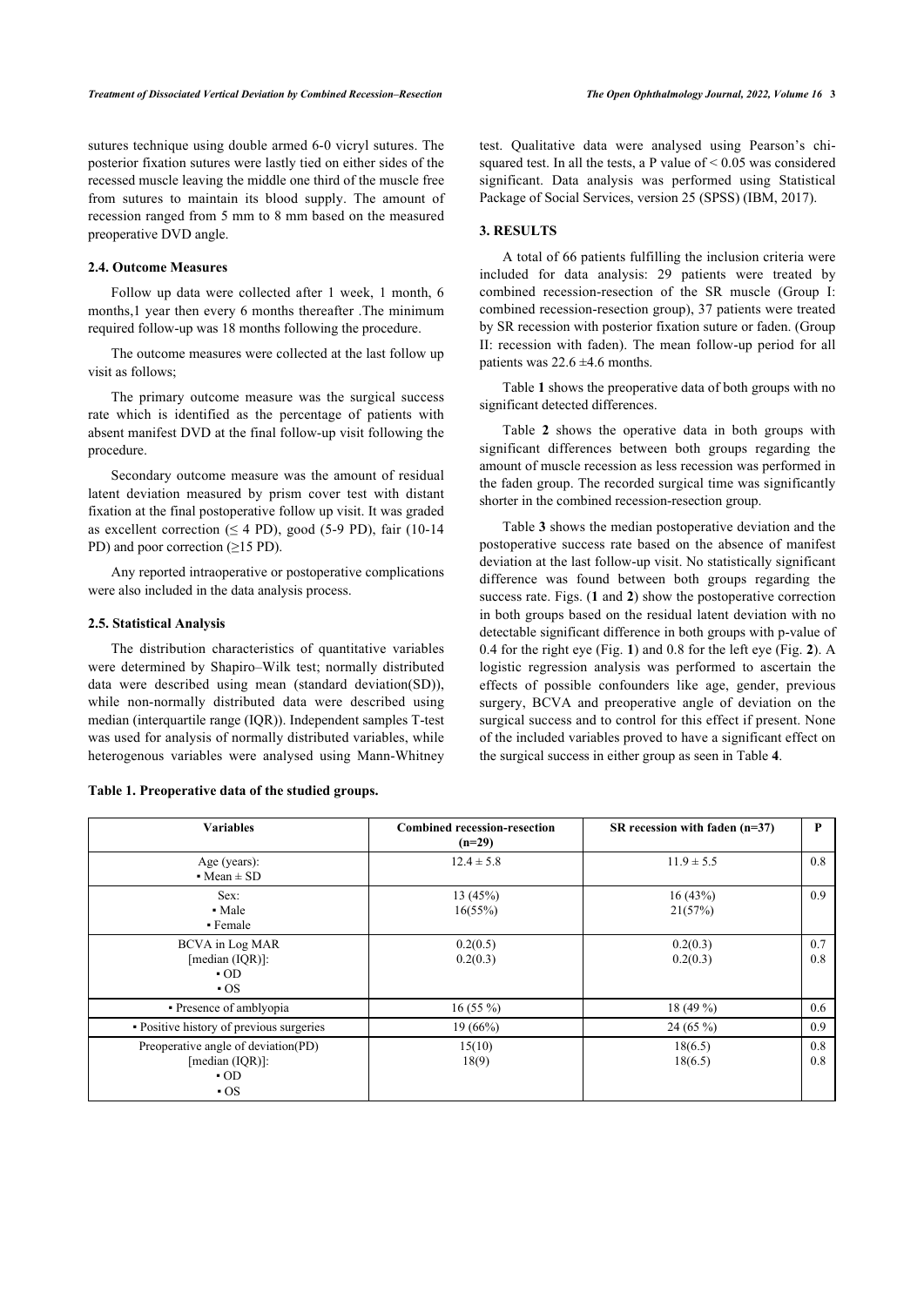sutures technique using double armed 6-0 vicryl sutures. The posterior fixation sutures were lastly tied on either sides of the recessed muscle leaving the middle one third of the muscle free from sutures to maintain its blood supply. The amount of recession ranged from 5 mm to 8 mm based on the measured preoperative DVD angle.

### 2.4. Outcome Measures

Follow up data were collected after 1 week, 1 month, 6 months,1 year then every 6 months thereafter .The minimum required follow-up was 18 months following the procedure.

The outcome measures were collected at the last follow up visit as follows;

The primary outcome measure was the surgical success rate which is identified as the percentage of patients with absent manifest DVD at the final follow-up visit following the procedure.

Secondary outcome measure was the amount of residual latent deviation measured by prism cover test with distant fixation at the final postoperative follow up visit. It was graded as excellent correction (≤ 4 PD), good (5-9 PD), fair (10-14 PD) and poor correction (≥15 PD).

Any reported intraoperative or postoperative complications were also included in the data analysis process.

### 2.5. Statistical Analysis

The distribution characteristics of quantitative variables were determined by Shapiro–Wilk test; normally distributed data were described using mean (standard deviation(SD)), while non-normally distributed data were described using median (interquartile range (IQR)). Independent samples T-test was used for analysis of normally distributed variables, while heterogenous variables were analysed using Mann-Whitney test. Qualitative data were analysed using Pearson's chi-squared test. In all the tests, a P value of < 0.05 was considered significant. Data analysis was performed using Statistical Package of Social Services, version 25 (SPSS) (IBM, 2017).

## 3. RESULTS

A total of 66 patients fulfilling the inclusion criteria were included for data analysis: 29 patients were treated by combined recession-resection of the SR muscle (Group I: combined recession-resection group), 37 patients were treated by SR recession with posterior fixation suture or faden. (Group II: recession with faden). The mean follow-up period for all patients was 22.6 ±4.6 months.

Table **1** shows the preoperative data of both groups with no significant detected differences.

Table **2** shows the operative data in both groups with significant differences between both groups regarding the amount of muscle recession as less recession was performed in the faden group. The recorded surgical time was significantly shorter in the combined recession-resection group.

Table **3** shows the median postoperative deviation and the postoperative success rate based on the absence of manifest deviation at the last follow-up visit. No statistically significant difference was found between both groups regarding the success rate. Figs. (**1** and **2**) show the postoperative correction in both groups based on the residual latent deviation with no detectable significant difference in both groups with p-value of 0.4 for the right eye (Fig. **1**) and 0.8 for the left eye (Fig. **2**). A logistic regression analysis was performed to ascertain the effects of possible confounders like age, gender, previous surgery, BCVA and preoperative angle of deviation on the surgical success and to control for this effect if present. None of the included variables proved to have a significant effect on the surgical success in either group as seen in Table **4**.

**Table 1. Preoperative data of the studied groups.**

| Variables | Combined recession-resection (n=29) | SR recession with faden (n=37) | P |
|---|---|---|---|
| Age (years):<br>▪ Mean ± SD | 12.4 ± 5.8 | 11.9 ± 5.5 | 0.8 |
| Sex:<br>▪ Male<br>▪ Female | 13 (45%)<br>16(55%) | 16 (43%)<br>21(57%) | 0.9 |
| BCVA in Log MAR [median (IQR)]:<br>▪ OD<br>▪ OS | 0.2(0.5)<br>0.2(0.3) | 0.2(0.3)<br>0.2(0.3) | 0.7<br>0.8 |
| ▪ Presence of amblyopia | 16 (55 %) | 18 (49 %) | 0.6 |
| ▪ Positive history of previous surgeries | 19 (66%) | 24 (65 %) | 0.9 |
| Preoperative angle of deviation(PD) [median (IQR)]:<br>▪ OD<br>▪ OS | 15(10)<br>18(9) | 18(6.5)<br>18(6.5) | 0.8<br>0.8 |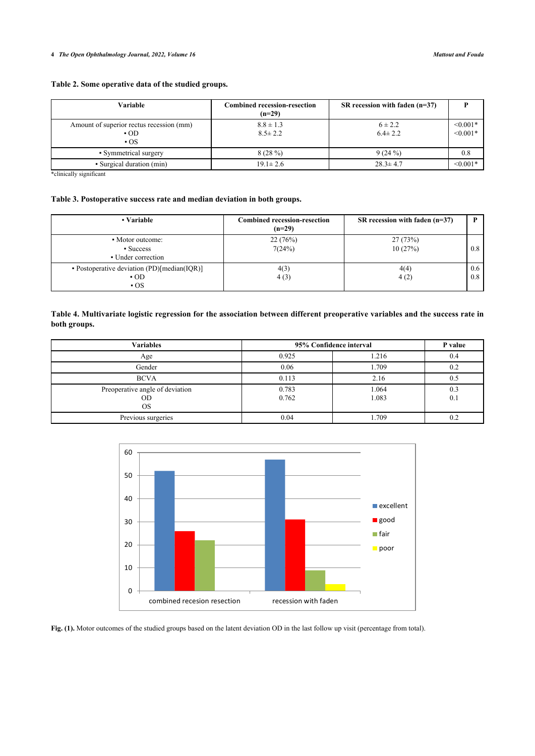**Table 2. Some operative data of the studied groups.**

| Variable | Combined recession-resection (n=29) | SR recession with faden (n=37) | P |
|---|---|---|---|
| Amount of superior rectus recession (mm)<br>▪ OD<br>▪ OS | 8.8 ± 1.3<br>8.5± 2.2 | 6 ± 2.2<br>6.4± 2.2 | <0.001*<br><0.001* |
| ▪ Symmetrical surgery | 8 (28 %) | 9 (24 %) | 0.8 |
| ▪ Surgical duration (min) | 19.1± 2.6 | 28.3± 4.7 | <0.001* |

*clinically significant

**Table 3. Postoperative success rate and median deviation in both groups.**

| ▪ Variable | Combined recession-resection (n=29) | SR recession with faden (n=37) | P |
|---|---|---|---|
| ▪ Motor outcome:<br>▪ Success<br>▪ Under correction | 22 (76%)<br>7(24%) | 27 (73%)<br>10 (27%) | 0.8 |
| ▪ Postoperative deviation (PD)[median(IQR)]<br>▪ OD<br>▪ OS | 4(3)<br>4 (3) | 4(4)<br>4 (2) | 0.6<br>0.8 |

**Table 4. Multivariate logistic regression for the association between different preoperative variables and the success rate in both groups.**

| Variables | 95% Confidence interval | | P value |
|---|---|---|---|
| Age | 0.925 | 1.216 | 0.4 |
| Gender | 0.06 | 1.709 | 0.2 |
| BCVA | 0.113 | 2.16 | 0.5 |
| Preoperative angle of deviation<br>OD<br>OS | 0.783<br>0.762 | 1.064<br>1.083 | 0.3<br>0.1 |
| Previous surgeries | 0.04 | 1.709 | 0.2 |

**Fig. (1).** Motor outcomes of the studied groups based on the latent deviation OD in the last follow up visit (percentage from total).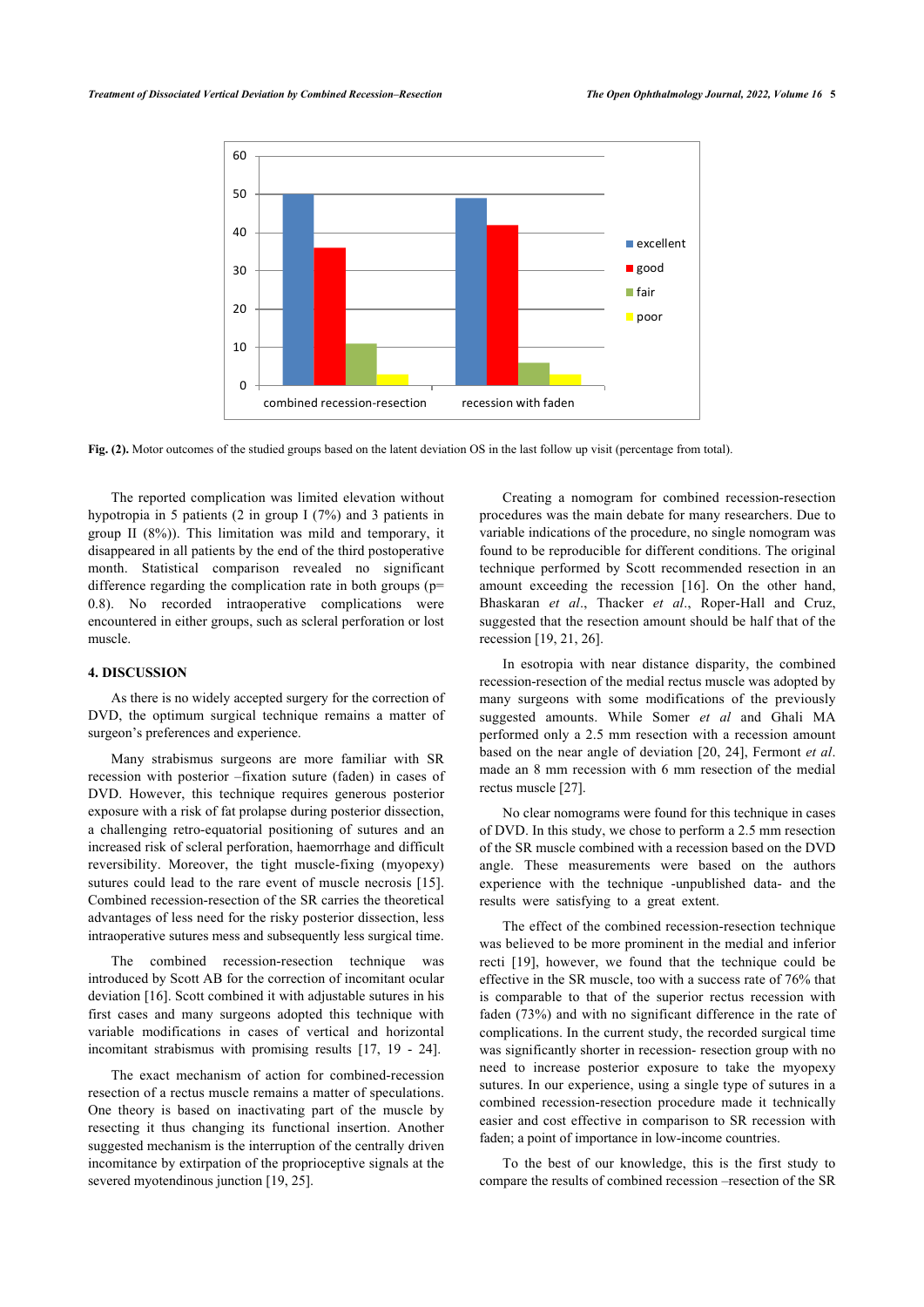Fig. (2). Motor outcomes of the studied groups based on the latent deviation OS in the last follow up visit (percentage from total).

The reported complication was limited elevation without hypotropia in 5 patients (2 in group I (7%) and 3 patients in group II (8%)). This limitation was mild and temporary, it disappeared in all patients by the end of the third postoperative month. Statistical comparison revealed no significant difference regarding the complication rate in both groups ($p = 0.8$). No recorded intraoperative complications were encountered in either groups, such as scleral perforation or lost muscle.

## 4. DISCUSSION

As there is no widely accepted surgery for the correction of DVD, the optimum surgical technique remains a matter of surgeon's preferences and experience.

Many strabismus surgeons are more familiar with SR recession with posterior –fixation suture (faden) in cases of DVD. However, this technique requires generous posterior exposure with a risk of fat prolapse during posterior dissection, a challenging retro-equatorial positioning of sutures and an increased risk of scleral perforation, haemorrhage and difficult reversibility. Moreover, the tight muscle-fixing (myopexy) sutures could lead to the rare event of muscle necrosis [15]. Combined recession-resection of the SR carries the theoretical advantages of less need for the risky posterior dissection, less intraoperative sutures mess and subsequently less surgical time.

The combined recession-resection technique was introduced by Scott AB for the correction of incomitant ocular deviation [16]. Scott combined it with adjustable sutures in his first cases and many surgeons adopted this technique with variable modifications in cases of vertical and horizontal incomitant strabismus with promising results [17, 19 - 24].

The exact mechanism of action for combined-recession resection of a rectus muscle remains a matter of speculations. One theory is based on inactivating part of the muscle by resecting it thus changing its functional insertion. Another suggested mechanism is the interruption of the centrally driven incomitance by extirpation of the proprioceptive signals at the severed myotendinous junction [19, 25].

Creating a nomogram for combined recession-resection procedures was the main debate for many researchers. Due to variable indications of the procedure, no single nomogram was found to be reproducible for different conditions. The original technique performed by Scott recommended resection in an amount exceeding the recession [16]. On the other hand, Bhaskaran *et al*., Thacker *et al*., Roper-Hall and Cruz, suggested that the resection amount should be half that of the recession [19, 21, 26].

In esotropia with near distance disparity, the combined recession-resection of the medial rectus muscle was adopted by many surgeons with some modifications of the previously suggested amounts. While Somer *et al* and Ghali MA performed only a 2.5 mm resection with a recession amount based on the near angle of deviation [20, 24], Fermont *et al*. made an 8 mm recession with 6 mm resection of the medial rectus muscle [27].

No clear nomograms were found for this technique in cases of DVD. In this study, we chose to perform a 2.5 mm resection of the SR muscle combined with a recession based on the DVD angle. These measurements were based on the authors experience with the technique -unpublished data- and the results were satisfying to a great extent.

The effect of the combined recession-resection technique was believed to be more prominent in the medial and inferior recti [19], however, we found that the technique could be effective in the SR muscle, too with a success rate of 76% that is comparable to that of the superior rectus recession with faden (73%) and with no significant difference in the rate of complications. In the current study, the recorded surgical time was significantly shorter in recession- resection group with no need to increase posterior exposure to take the myopexy sutures. In our experience, using a single type of sutures in a combined recession-resection procedure made it technically easier and cost effective in comparison to SR recession with faden; a point of importance in low-income countries.

To the best of our knowledge, this is the first study to compare the results of combined recession –resection of the SR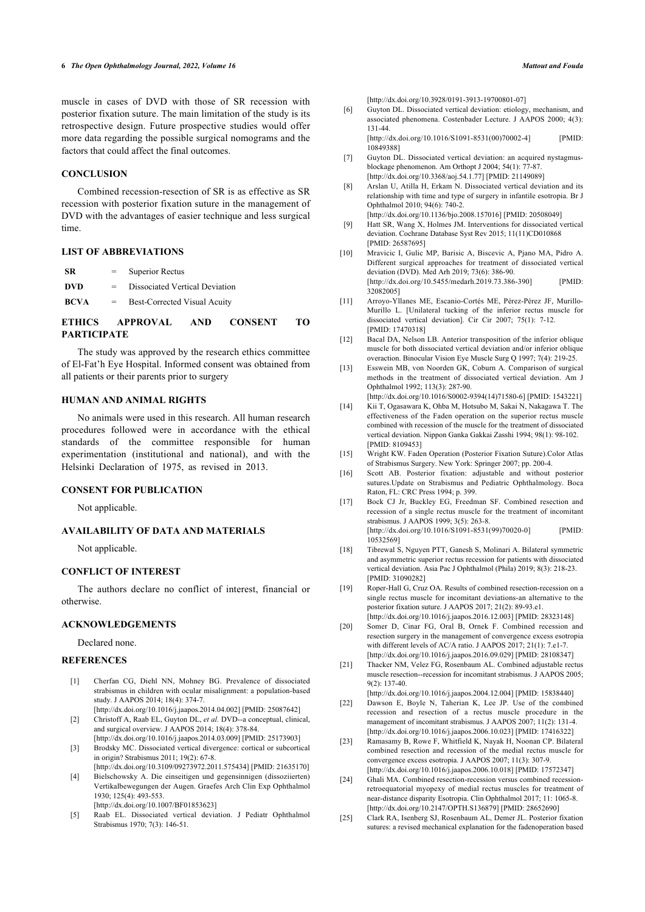muscle in cases of DVD with those of SR recession with posterior fixation suture. The main limitation of the study is its retrospective design. Future prospective studies would offer more data regarding the possible surgical nomograms and the factors that could affect the final outcomes.

## CONCLUSION

Combined recession-resection of SR is as effective as SR recession with posterior fixation suture in the management of DVD with the advantages of easier technique and less surgical time.

## LIST OF ABBREVIATIONS

| | | |
|---|---|---|
| **SR** | = | Superior Rectus |
| **DVD** | = | Dissociated Vertical Deviation |
| **BCVA** | = | Best-Corrected Visual Acuity |

## ETHICS APPROVAL AND CONSENT TO PARTICIPATE

The study was approved by the research ethics committee of El-Fat'h Eye Hospital. Informed consent was obtained from all patients or their parents prior to surgery

## HUMAN AND ANIMAL RIGHTS

No animals were used in this research. All human research procedures followed were in accordance with the ethical standards of the committee responsible for human experimentation (institutional and national), and with the Helsinki Declaration of 1975, as revised in 2013.

## CONSENT FOR PUBLICATION

Not applicable.

## AVAILABILITY OF DATA AND MATERIALS

Not applicable.

## CONFLICT OF INTEREST

The authors declare no conflict of interest, financial or otherwise.

## ACKNOWLEDGEMENTS

Declared none.

## REFERENCES

[1] Cherfan CG, Diehl NN, Mohney BG. Prevalence of dissociated strabismus in children with ocular misalignment: a population-based study. J AAPOS 2014; 18(4): 374-7. [http://dx.doi.org/10.1016/j.jaapos.2014.04.002] [PMID: 25087642]

[2] Christoff A, Raab EL, Guyton DL, *et al.* DVD--a conceptual, clinical, and surgical overview. J AAPOS 2014; 18(4): 378-84. [http://dx.doi.org/10.1016/j.jaapos.2014.03.009] [PMID: 25173903]

[3] Brodsky MC. Dissociated vertical divergence: cortical or subcortical in origin? Strabismus 2011; 19(2): 67-8. [http://dx.doi.org/10.3109/09273972.2011.575434] [PMID: 21635170]

[4] Bielschowsky A. Die einseitigen und gegensinnigen (dissoziierten) Vertikalbewegungen der Augen. Graefes Arch Clin Exp Ophthalmol 1930; 125(4): 493-553. [http://dx.doi.org/10.1007/BF01853623]

[5] Raab EL. Dissociated vertical deviation. J Pediatr Ophthalmol Strabismus 1970; 7(3): 146-51. [http://dx.doi.org/10.3928/0191-3913-19700801-07]

[6] Guyton DL. Dissociated vertical deviation: etiology, mechanism, and associated phenomena. Costenbader Lecture. J AAPOS 2000; 4(3): 131-44. [http://dx.doi.org/10.1016/S1091-8531(00)70002-4] [PMID: 10849388]

[7] Guyton DL. Dissociated vertical deviation: an acquired nystagmus-blockage phenomenon. Am Orthopt J 2004; 54(1): 77-87. [http://dx.doi.org/10.3368/aoj.54.1.77] [PMID: 21149089]

[8] Arslan U, Atilla H, Erkam N. Dissociated vertical deviation and its relationship with time and type of surgery in infantile esotropia. Br J Ophthalmol 2010; 94(6): 740-2. [http://dx.doi.org/10.1136/bjo.2008.157016] [PMID: 20508049]

[9] Hatt SR, Wang X, Holmes JM. Interventions for dissociated vertical deviation. Cochrane Database Syst Rev 2015; 11(11)CD010868 [PMID: 26587695]

[10] Mravicic I, Gulic MP, Barisic A, Biscevic A, Pjano MA, Pidro A. Different surgical approaches for treatment of dissociated vertical deviation (DVD). Med Arh 2019; 73(6): 386-90. [http://dx.doi.org/10.5455/medarh.2019.73.386-390] [PMID: 32082005]

[11] Arroyo-Yllanes ME, Escanio-Cortés ME, Pérez-Pérez JF, Murillo-Murillo L. [Unilateral tucking of the inferior rectus muscle for dissociated vertical deviation]. Cir Cir 2007; 75(1): 7-12. [PMID: 17470318]

[12] Bacal DA, Nelson LB. Anterior transposition of the inferior oblique muscle for both dissociated vertical deviation and/or inferior oblique overaction. Binocular Vision Eye Muscle Surg Q 1997; 7(4): 219-25.

[13] Esswein MB, von Noorden GK, Coburn A. Comparison of surgical methods in the treatment of dissociated vertical deviation. Am J Ophthalmol 1992; 113(3): 287-90. [http://dx.doi.org/10.1016/S0002-9394(14)71580-6] [PMID: 1543221]

[14] Kii T, Ogasawara K, Ohba M, Hotsubo M, Sakai N, Nakagawa T. The effectiveness of the Faden operation on the superior rectus muscle combined with recession of the muscle for the treatment of dissociated vertical deviation. Nippon Ganka Gakkai Zasshi 1994; 98(1): 98-102. [PMID: 8109453]

[15] Wright KW. Faden Operation (Posterior Fixation Suture).Color Atlas of Strabismus Surgery. New York: Springer 2007; pp. 200-4.

[16] Scott AB. Posterior fixation: adjustable and without posterior sutures.Update on Strabismus and Pediatric Ophthalmology. Boca Raton, FL: CRC Press 1994; p. 399.

[17] Bock CJ Jr, Buckley EG, Freedman SF. Combined resection and recession of a single rectus muscle for the treatment of incomitant strabismus. J AAPOS 1999; 3(5): 263-8. [http://dx.doi.org/10.1016/S1091-8531(99)70020-0] [PMID: 10532569]

[18] Tibrewal S, Nguyen PTT, Ganesh S, Molinari A. Bilateral symmetric and asymmetric superior rectus recession for patients with dissociated vertical deviation. Asia Pac J Ophthalmol (Phila) 2019; 8(3): 218-23. [PMID: 31090282]

[19] Roper-Hall G, Cruz OA. Results of combined resection-recession on a single rectus muscle for incomitant deviations-an alternative to the posterior fixation suture. J AAPOS 2017; 21(2): 89-93.e1. [http://dx.doi.org/10.1016/j.jaapos.2016.12.003] [PMID: 28323148]

[20] Somer D, Cinar FG, Oral B, Ornek F. Combined recession and resection surgery in the management of convergence excess esotropia with different levels of AC/A ratio. J AAPOS 2017; 21(1): 7.e1-7. [http://dx.doi.org/10.1016/j.jaapos.2016.09.029] [PMID: 28108347]

[21] Thacker NM, Velez FG, Rosenbaum AL. Combined adjustable rectus muscle resection--recession for incomitant strabismus. J AAPOS 2005; 9(2): 137-40. [http://dx.doi.org/10.1016/j.jaapos.2004.12.004] [PMID: 15838440]

[22] Dawson E, Boyle N, Taherian K, Lee JP. Use of the combined recession and resection of a rectus muscle procedure in the management of incomitant strabismus. J AAPOS 2007; 11(2): 131-4. [http://dx.doi.org/10.1016/j.jaapos.2006.10.023] [PMID: 17416322]

[23] Ramasamy B, Rowe F, Whitfield K, Nayak H, Noonan CP. Bilateral combined resection and recession of the medial rectus muscle for convergence excess esotropia. J AAPOS 2007; 11(3): 307-9. [http://dx.doi.org/10.1016/j.jaapos.2006.10.018] [PMID: 17572347]

[24] Ghali MA. Combined resection-recession versus combined recession-retroequatorial myopexy of medial rectus muscles for treatment of near-distance disparity Esotropia. Clin Ophthalmol 2017; 11: 1065-8. [http://dx.doi.org/10.2147/OPTH.S136879] [PMID: 28652690]

[25] Clark RA, Isenberg SJ, Rosenbaum AL, Demer JL. Posterior fixation sutures: a revised mechanical explanation for the fadenoperation based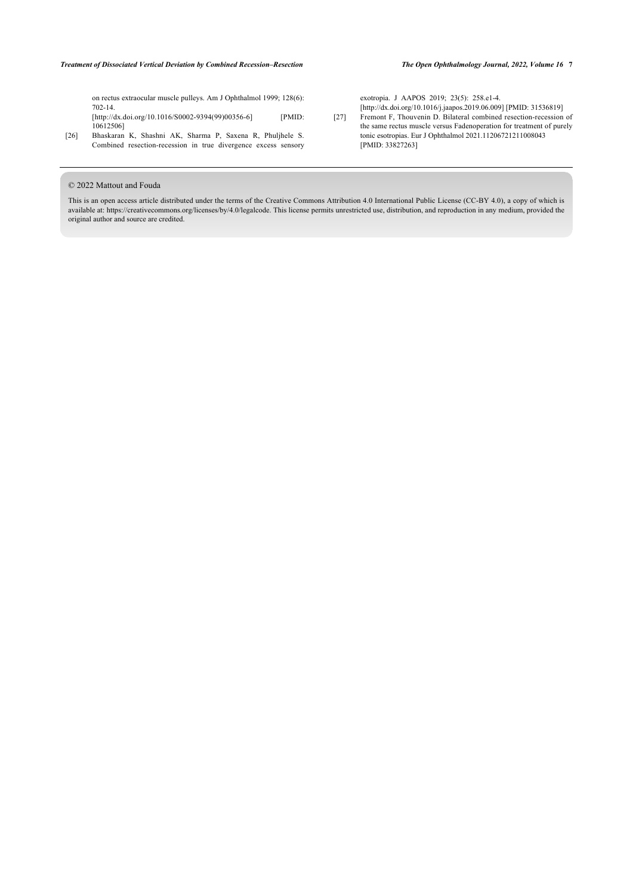on rectus extraocular muscle pulleys. Am J Ophthalmol 1999; 128(6): 702-14. [http://dx.doi.org/10.1016/S0002-9394(99)00356-6] [PMID: 10612506]

[26] Bhaskaran K, Shashni AK, Sharma P, Saxena R, Phuljhele S. Combined resection-recession in true divergence excess sensory exotropia. J AAPOS 2019; 23(5): 258.e1-4. [http://dx.doi.org/10.1016/j.jaapos.2019.06.009] [PMID: 31536819]

[27] Fremont F, Thouvenin D. Bilateral combined resection-recession of the same rectus muscle versus Fadenoperation for treatment of purely tonic esotropias. Eur J Ophthalmol 2021.11206721211008043 [PMID: 33827263]

---

© 2022 Mattout and Fouda

This is an open access article distributed under the terms of the Creative Commons Attribution 4.0 International Public License (CC-BY 4.0), a copy of which is available at: https://creativecommons.org/licenses/by/4.0/legalcode. This license permits unrestricted use, distribution, and reproduction in any medium, provided the original author and source are credited.